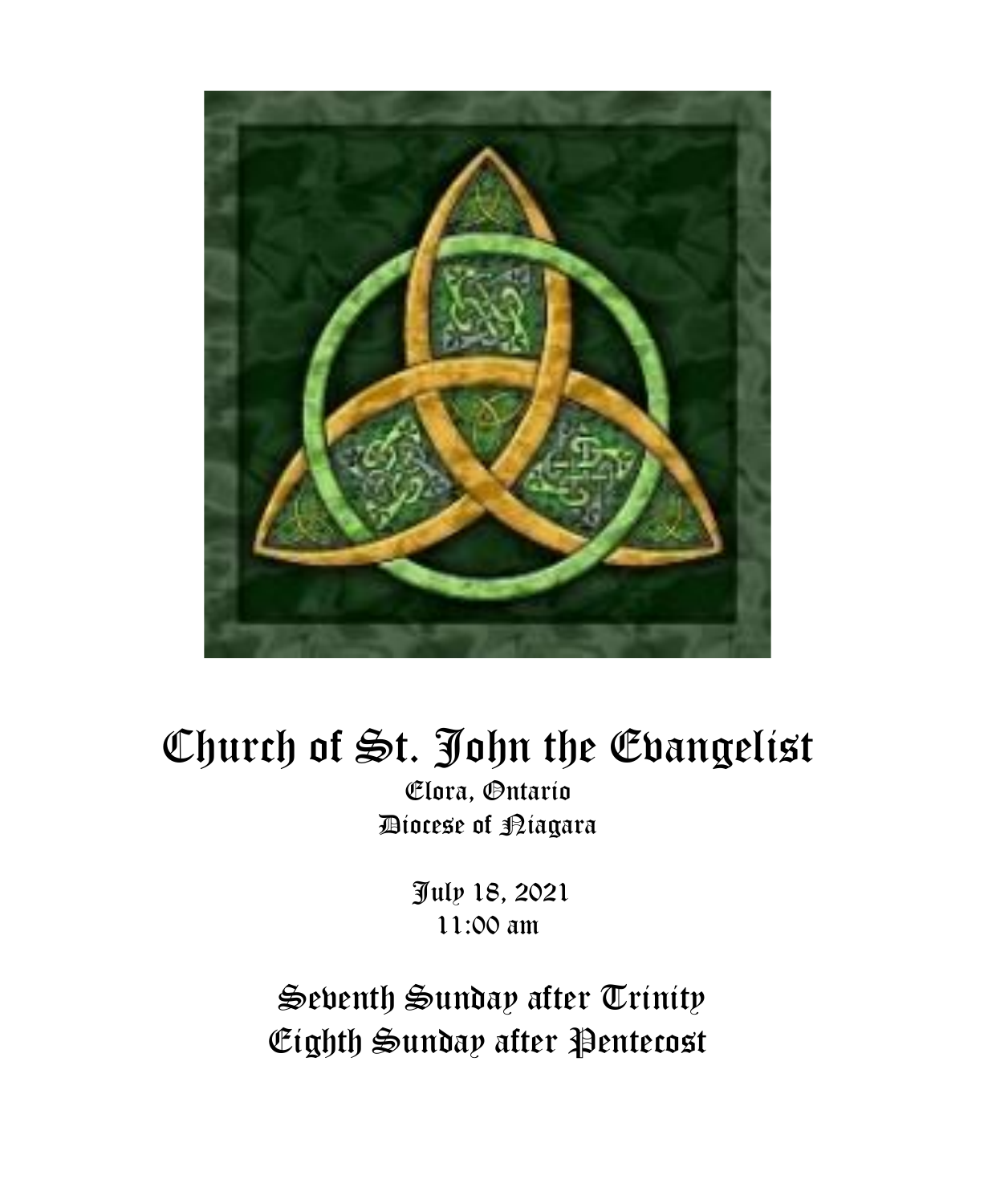# Church of St. John the Evangelist

Elora, Ontario
Diocese of Niagara

July 18, 2021
11:00 am

## Seventh Sunday after Trinity
## Eighth Sunday after Pentecost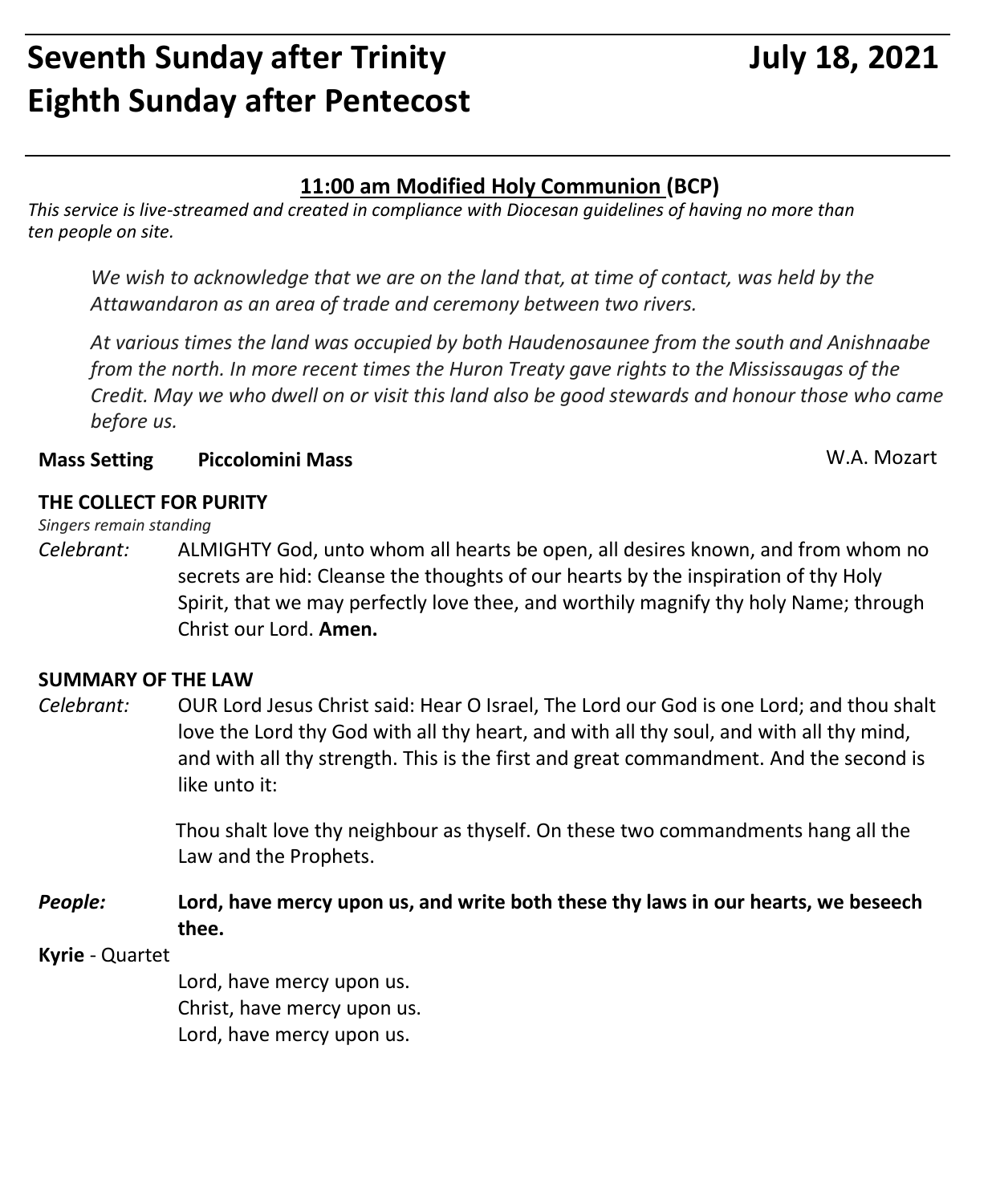# Seventh Sunday after Trinity July 18, 2021
# Eighth Sunday after Pentecost

## 11:00 am Modified Holy Communion (BCP)

*This service is live-streamed and created in compliance with Diocesan guidelines of having no more than ten people on site.*

*We wish to acknowledge that we are on the land that, at time of contact, was held by the Attawandaron as an area of trade and ceremony between two rivers.*

*At various times the land was occupied by both Haudenosaunee from the south and Anishnaabe from the north. In more recent times the Huron Treaty gave rights to the Mississaugas of the Credit. May we who dwell on or visit this land also be good stewards and honour those who came before us.*

**Mass Setting Piccolomini Mass** W.A. Mozart

**THE COLLECT FOR PURITY**

*Singers remain standing*

*Celebrant:* ALMIGHTY God, unto whom all hearts be open, all desires known, and from whom no secrets are hid: Cleanse the thoughts of our hearts by the inspiration of thy Holy Spirit, that we may perfectly love thee, and worthily magnify thy holy Name; through Christ our Lord. **Amen.**

**SUMMARY OF THE LAW**

*Celebrant:* OUR Lord Jesus Christ said: Hear O Israel, The Lord our God is one Lord; and thou shalt love the Lord thy God with all thy heart, and with all thy soul, and with all thy mind, and with all thy strength. This is the first and great commandment. And the second is like unto it:

Thou shalt love thy neighbour as thyself. On these two commandments hang all the Law and the Prophets.

***People:*** **Lord, have mercy upon us, and write both these thy laws in our hearts, we beseech thee.**

**Kyrie** - Quartet

Lord, have mercy upon us.
Christ, have mercy upon us.
Lord, have mercy upon us.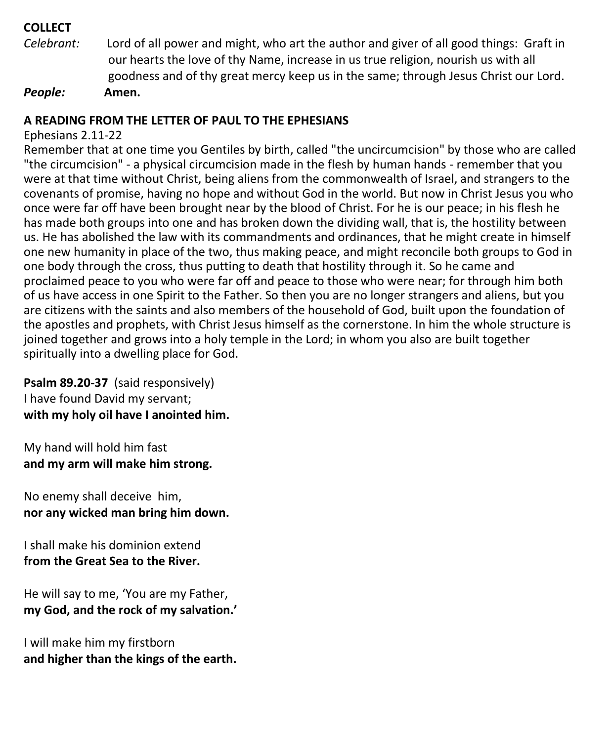**COLLECT**

*Celebrant:* Lord of all power and might, who art the author and giver of all good things: Graft in our hearts the love of thy Name, increase in us true religion, nourish us with all goodness and of thy great mercy keep us in the same; through Jesus Christ our Lord.

***People:*** **Amen.**

**A READING FROM THE LETTER OF PAUL TO THE EPHESIANS**

Ephesians 2.11-22

Remember that at one time you Gentiles by birth, called "the uncircumcision" by those who are called "the circumcision" - a physical circumcision made in the flesh by human hands - remember that you were at that time without Christ, being aliens from the commonwealth of Israel, and strangers to the covenants of promise, having no hope and without God in the world. But now in Christ Jesus you who once were far off have been brought near by the blood of Christ. For he is our peace; in his flesh he has made both groups into one and has broken down the dividing wall, that is, the hostility between us. He has abolished the law with its commandments and ordinances, that he might create in himself one new humanity in place of the two, thus making peace, and might reconcile both groups to God in one body through the cross, thus putting to death that hostility through it. So he came and proclaimed peace to you who were far off and peace to those who were near; for through him both of us have access in one Spirit to the Father. So then you are no longer strangers and aliens, but you are citizens with the saints and also members of the household of God, built upon the foundation of the apostles and prophets, with Christ Jesus himself as the cornerstone. In him the whole structure is joined together and grows into a holy temple in the Lord; in whom you also are built together spiritually into a dwelling place for God.

**Psalm 89.20-37** (said responsively)

I have found David my servant;
**with my holy oil have I anointed him.**

My hand will hold him fast
**and my arm will make him strong.**

No enemy shall deceive him,
**nor any wicked man bring him down.**

I shall make his dominion extend
**from the Great Sea to the River.**

He will say to me, 'You are my Father,
**my God, and the rock of my salvation.'**

I will make him my firstborn
**and higher than the kings of the earth.**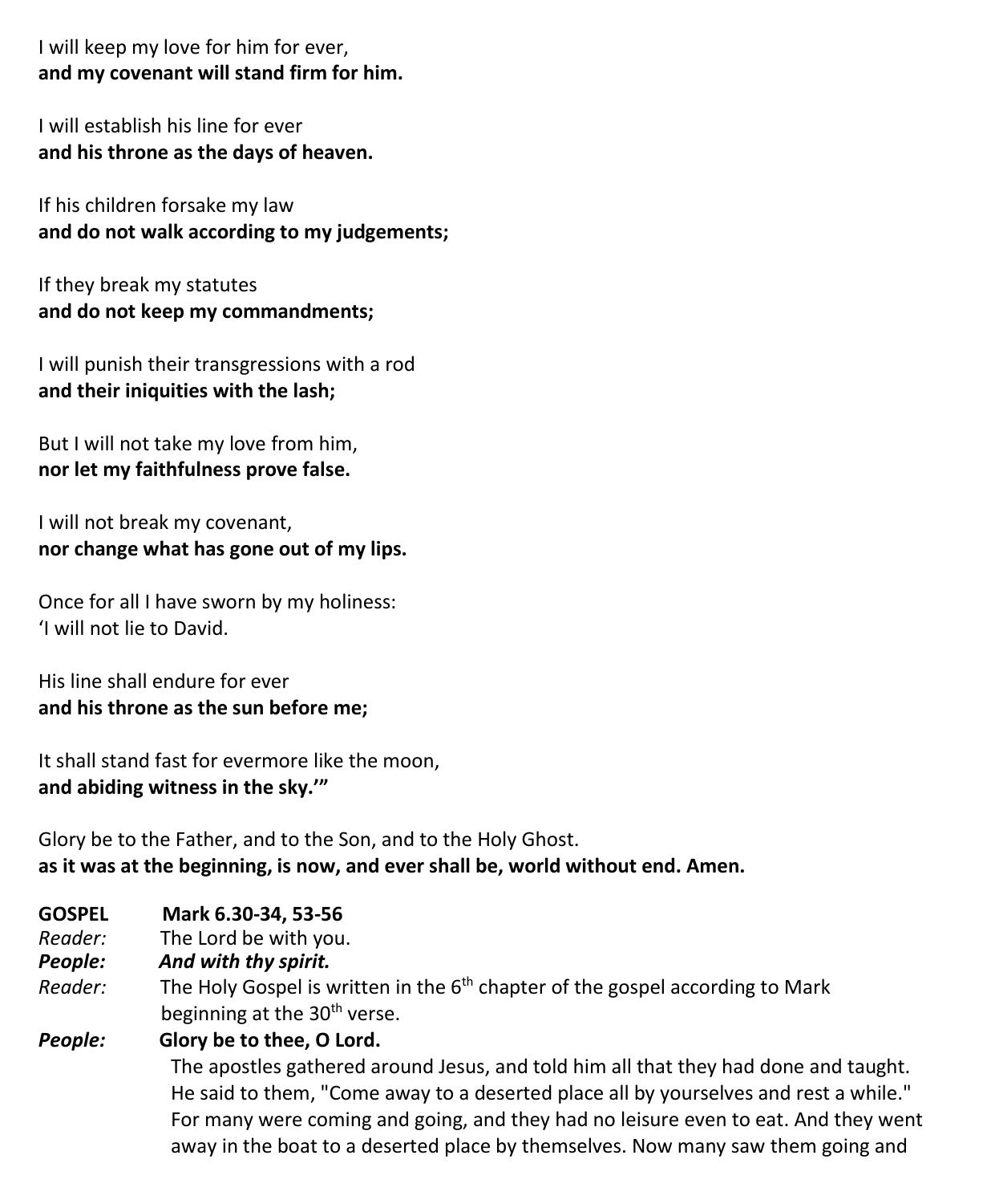I will keep my love for him for ever,
**and my covenant will stand firm for him.**

I will establish his line for ever
**and his throne as the days of heaven.**

If his children forsake my law
**and do not walk according to my judgements;**

If they break my statutes
**and do not keep my commandments;**

I will punish their transgressions with a rod
**and their iniquities with the lash;**

But I will not take my love from him,
**nor let my faithfulness prove false.**

I will not break my covenant,
**nor change what has gone out of my lips.**

Once for all I have sworn by my holiness:
'I will not lie to David.

His line shall endure for ever
**and his throne as the sun before me;**

It shall stand fast for evermore like the moon,
**and abiding witness in the sky.'"**

Glory be to the Father, and to the Son, and to the Holy Ghost.
**as it was at the beginning, is now, and ever shall be, world without end. Amen.**

**GOSPEL** **Mark 6.30-34, 53-56**

*Reader:* The Lord be with you.

***People:*** ***And with thy spirit.***

*Reader:* The Holy Gospel is written in the 6th chapter of the gospel according to Mark beginning at the 30th verse.

***People:*** **Glory be to thee, O Lord.**

The apostles gathered around Jesus, and told him all that they had done and taught. He said to them, "Come away to a deserted place all by yourselves and rest a while." For many were coming and going, and they had no leisure even to eat. And they went away in the boat to a deserted place by themselves. Now many saw them going and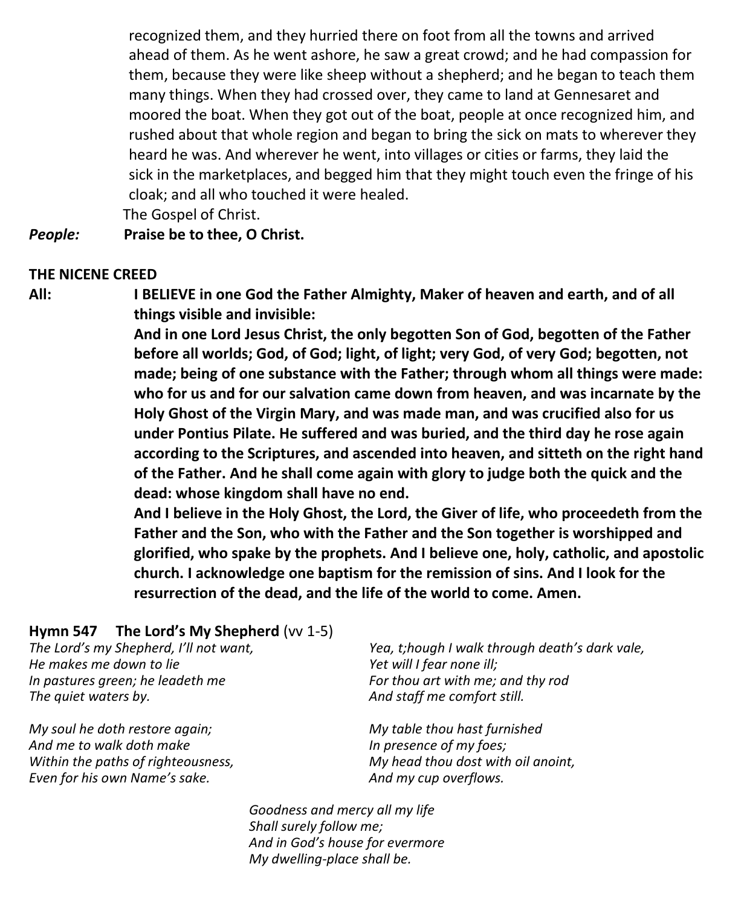recognized them, and they hurried there on foot from all the towns and arrived ahead of them. As he went ashore, he saw a great crowd; and he had compassion for them, because they were like sheep without a shepherd; and he began to teach them many things. When they had crossed over, they came to land at Gennesaret and moored the boat. When they got out of the boat, people at once recognized him, and rushed about that whole region and began to bring the sick on mats to wherever they heard he was. And wherever he went, into villages or cities or farms, they laid the sick in the marketplaces, and begged him that they might touch even the fringe of his cloak; and all who touched it were healed.

The Gospel of Christ.

***People:*** **Praise be to thee, O Christ.**

**THE NICENE CREED**

**All:** **I BELIEVE in one God the Father Almighty, Maker of heaven and earth, and of all things visible and invisible:**

**And in one Lord Jesus Christ, the only begotten Son of God, begotten of the Father before all worlds; God, of God; light, of light; very God, of very God; begotten, not made; being of one substance with the Father; through whom all things were made: who for us and for our salvation came down from heaven, and was incarnate by the Holy Ghost of the Virgin Mary, and was made man, and was crucified also for us under Pontius Pilate. He suffered and was buried, and the third day he rose again according to the Scriptures, and ascended into heaven, and sitteth on the right hand of the Father. And he shall come again with glory to judge both the quick and the dead: whose kingdom shall have no end.**

**And I believe in the Holy Ghost, the Lord, the Giver of life, who proceedeth from the Father and the Son, who with the Father and the Son together is worshipped and glorified, who spake by the prophets. And I believe one, holy, catholic, and apostolic church. I acknowledge one baptism for the remission of sins. And I look for the resurrection of the dead, and the life of the world to come. Amen.**

**Hymn 547 The Lord's My Shepherd** (vv 1-5)

*The Lord's my Shepherd, I'll not want,*
*He makes me down to lie*
*In pastures green; he leadeth me*
*The quiet waters by.*

*My soul he doth restore again;*
*And me to walk doth make*
*Within the paths of righteousness,*
*Even for his own Name's sake.*

*Yea, t;hough I walk through death's dark vale,*
*Yet will I fear none ill;*
*For thou art with me; and thy rod*
*And staff me comfort still.*

*My table thou hast furnished*
*In presence of my foes;*
*My head thou dost with oil anoint,*
*And my cup overflows.*

*Goodness and mercy all my life*
*Shall surely follow me;*
*And in God's house for evermore*
*My dwelling-place shall be.*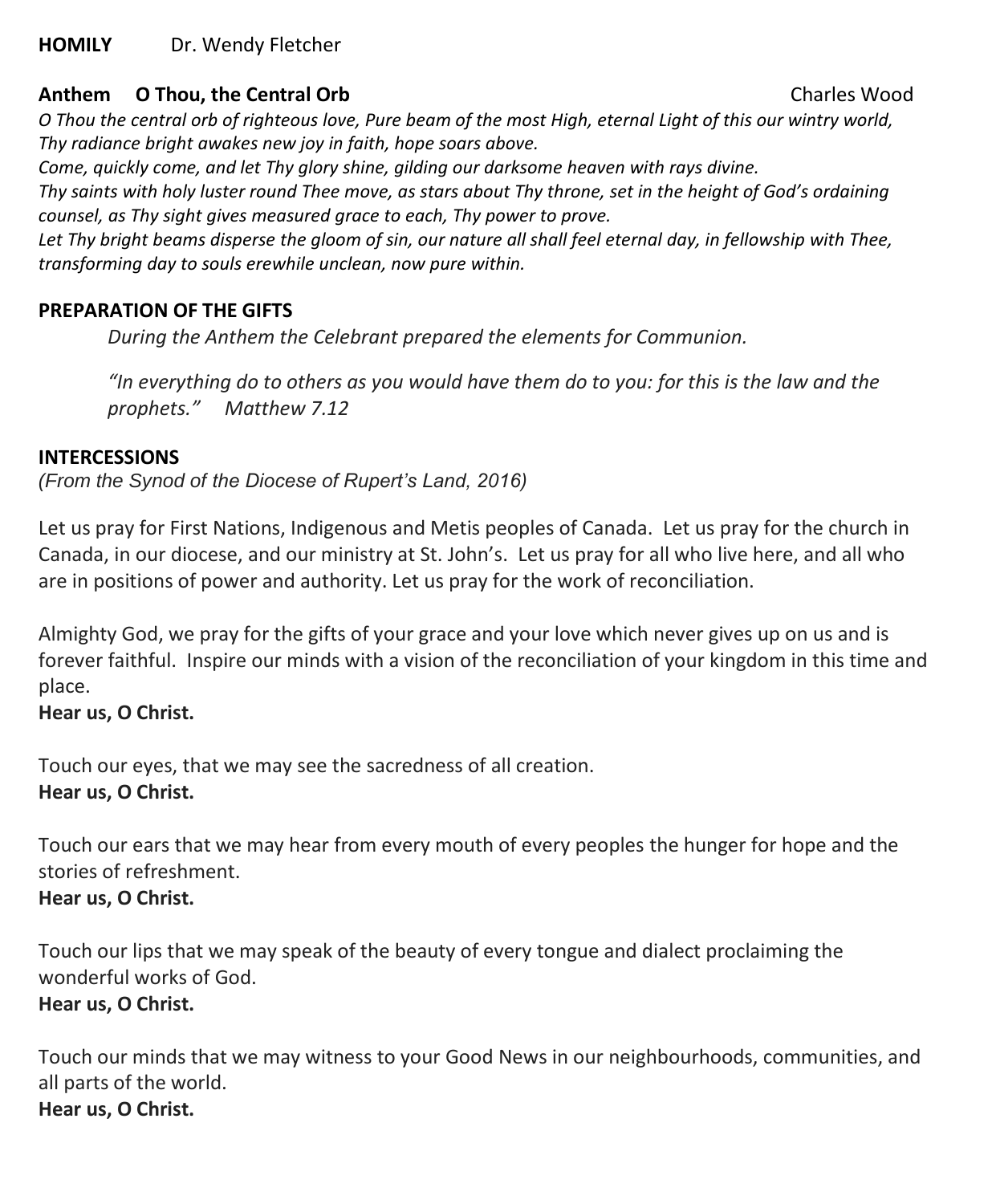**HOMILY** Dr. Wendy Fletcher

**Anthem O Thou, the Central Orb** Charles Wood

*O Thou the central orb of righteous love, Pure beam of the most High, eternal Light of this our wintry world, Thy radiance bright awakes new joy in faith, hope soars above.*
*Come, quickly come, and let Thy glory shine, gilding our darksome heaven with rays divine.*
*Thy saints with holy luster round Thee move, as stars about Thy throne, set in the height of God's ordaining counsel, as Thy sight gives measured grace to each, Thy power to prove.*
*Let Thy bright beams disperse the gloom of sin, our nature all shall feel eternal day, in fellowship with Thee, transforming day to souls erewhile unclean, now pure within.*

**PREPARATION OF THE GIFTS**

*During the Anthem the Celebrant prepared the elements for Communion.*

*"In everything do to others as you would have them do to you: for this is the law and the prophets."   Matthew 7.12*

**INTERCESSIONS**
*(From the Synod of the Diocese of Rupert's Land, 2016)*

Let us pray for First Nations, Indigenous and Metis peoples of Canada. Let us pray for the church in Canada, in our diocese, and our ministry at St. John's. Let us pray for all who live here, and all who are in positions of power and authority. Let us pray for the work of reconciliation.

Almighty God, we pray for the gifts of your grace and your love which never gives up on us and is forever faithful. Inspire our minds with a vision of the reconciliation of your kingdom in this time and place.
**Hear us, O Christ.**

Touch our eyes, that we may see the sacredness of all creation.
**Hear us, O Christ.**

Touch our ears that we may hear from every mouth of every peoples the hunger for hope and the stories of refreshment.
**Hear us, O Christ.**

Touch our lips that we may speak of the beauty of every tongue and dialect proclaiming the wonderful works of God.
**Hear us, O Christ.**

Touch our minds that we may witness to your Good News in our neighbourhoods, communities, and all parts of the world.
**Hear us, O Christ.**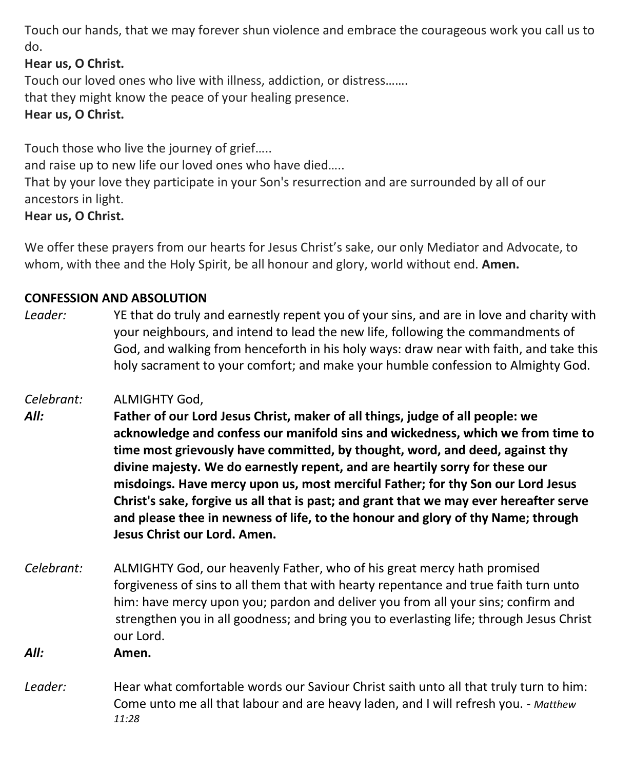Touch our hands, that we may forever shun violence and embrace the courageous work you call us to do.

**Hear us, O Christ.**

Touch our loved ones who live with illness, addiction, or distress…….
that they might know the peace of your healing presence.

**Hear us, O Christ.**

Touch those who live the journey of grief…..
and raise up to new life our loved ones who have died…..
That by your love they participate in your Son's resurrection and are surrounded by all of our ancestors in light.

**Hear us, O Christ.**

We offer these prayers from our hearts for Jesus Christ's sake, our only Mediator and Advocate, to whom, with thee and the Holy Spirit, be all honour and glory, world without end. **Amen.**

**CONFESSION AND ABSOLUTION**

*Leader:* YE that do truly and earnestly repent you of your sins, and are in love and charity with your neighbours, and intend to lead the new life, following the commandments of God, and walking from henceforth in his holy ways: draw near with faith, and take this holy sacrament to your comfort; and make your humble confession to Almighty God.

*Celebrant:* ALMIGHTY God,

***All:*** **Father of our Lord Jesus Christ, maker of all things, judge of all people: we acknowledge and confess our manifold sins and wickedness, which we from time to time most grievously have committed, by thought, word, and deed, against thy divine majesty. We do earnestly repent, and are heartily sorry for these our misdoings. Have mercy upon us, most merciful Father; for thy Son our Lord Jesus Christ's sake, forgive us all that is past; and grant that we may ever hereafter serve and please thee in newness of life, to the honour and glory of thy Name; through Jesus Christ our Lord. Amen.**

*Celebrant:* ALMIGHTY God, our heavenly Father, who of his great mercy hath promised forgiveness of sins to all them that with hearty repentance and true faith turn unto him: have mercy upon you; pardon and deliver you from all your sins; confirm and strengthen you in all goodness; and bring you to everlasting life; through Jesus Christ our Lord.

***All:*** **Amen.**

*Leader:* Hear what comfortable words our Saviour Christ saith unto all that truly turn to him: Come unto me all that labour and are heavy laden, and I will refresh you. - *Matthew 11:28*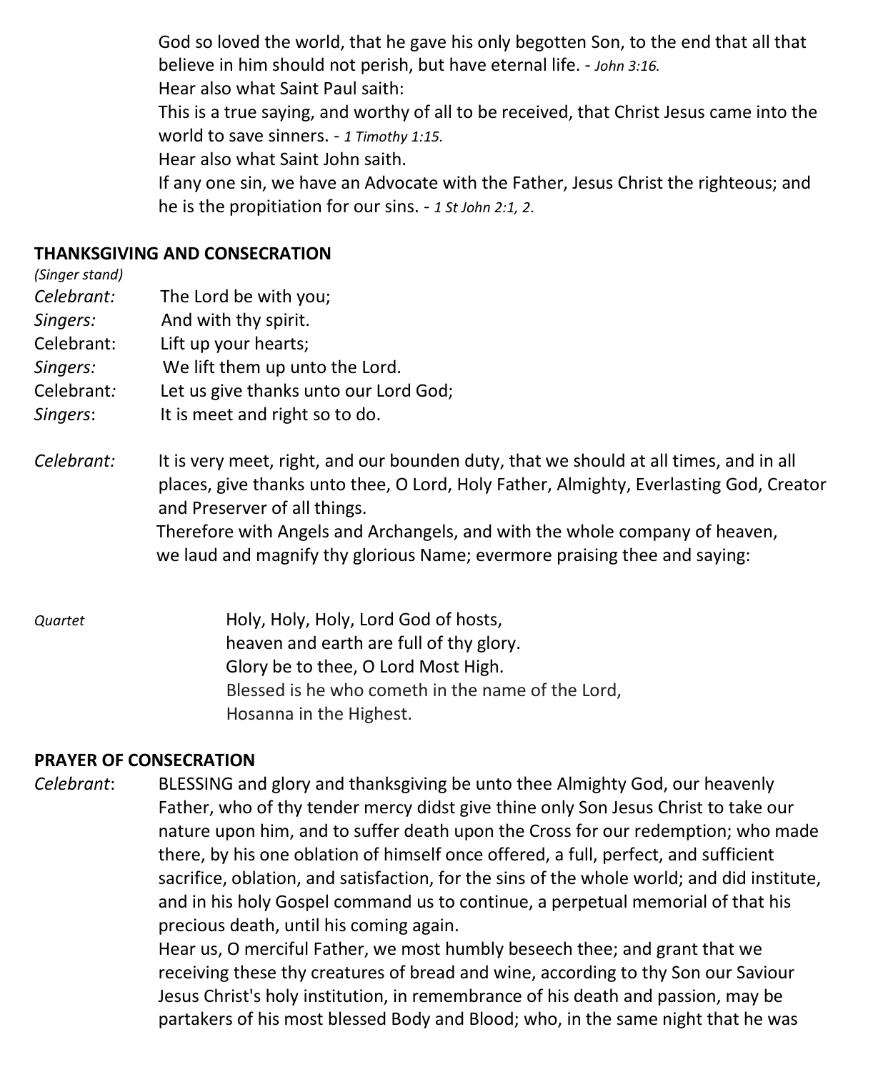God so loved the world, that he gave his only begotten Son, to the end that all that believe in him should not perish, but have eternal life. - *John 3:16.*
Hear also what Saint Paul saith:
This is a true saying, and worthy of all to be received, that Christ Jesus came into the world to save sinners. - *1 Timothy 1:15.*
Hear also what Saint John saith.
If any one sin, we have an Advocate with the Father, Jesus Christ the righteous; and he is the propitiation for our sins. - *1 St John 2:1, 2.*

**THANKSGIVING AND CONSECRATION**

*(Singer stand)*

*Celebrant:* The Lord be with you;
*Singers:* And with thy spirit.
Celebrant: Lift up your hearts;
*Singers:* We lift them up unto the Lord.
Celebrant*:* Let us give thanks unto our Lord God;
*Singers*: It is meet and right so to do.

*Celebrant:* It is very meet, right, and our bounden duty, that we should at all times, and in all places, give thanks unto thee, O Lord, Holy Father, Almighty, Everlasting God, Creator and Preserver of all things.
Therefore with Angels and Archangels, and with the whole company of heaven, we laud and magnify thy glorious Name; evermore praising thee and saying:

*Quartet*

Holy, Holy, Holy, Lord God of hosts,
heaven and earth are full of thy glory.
Glory be to thee, O Lord Most High.
Blessed is he who cometh in the name of the Lord,
Hosanna in the Highest.

**PRAYER OF CONSECRATION**

*Celebrant*: BLESSING and glory and thanksgiving be unto thee Almighty God, our heavenly Father, who of thy tender mercy didst give thine only Son Jesus Christ to take our nature upon him, and to suffer death upon the Cross for our redemption; who made there, by his one oblation of himself once offered, a full, perfect, and sufficient sacrifice, oblation, and satisfaction, for the sins of the whole world; and did institute, and in his holy Gospel command us to continue, a perpetual memorial of that his precious death, until his coming again.
Hear us, O merciful Father, we most humbly beseech thee; and grant that we receiving these thy creatures of bread and wine, according to thy Son our Saviour Jesus Christ's holy institution, in remembrance of his death and passion, may be partakers of his most blessed Body and Blood; who, in the same night that he was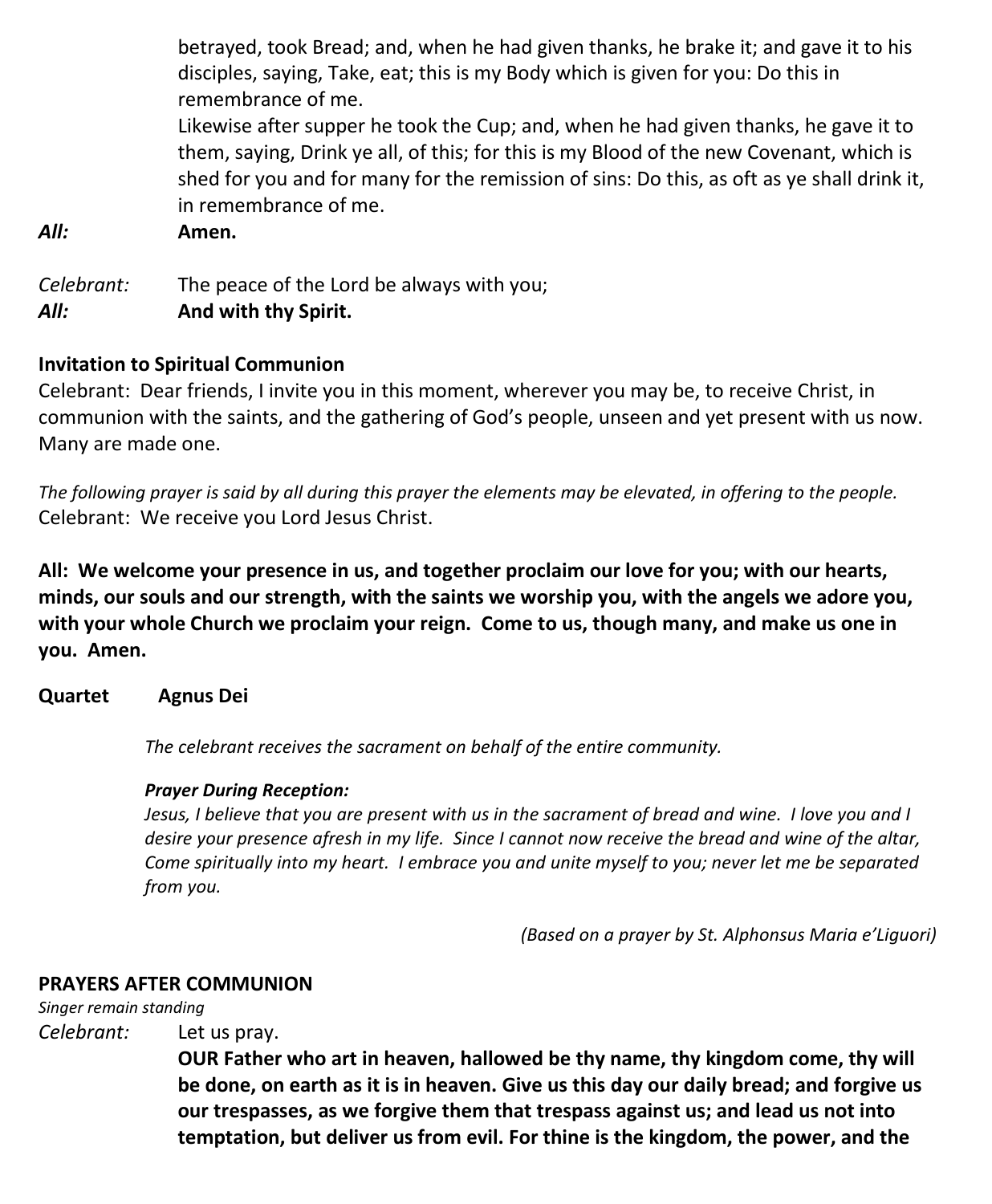betrayed, took Bread; and, when he had given thanks, he brake it; and gave it to his disciples, saying, Take, eat; this is my Body which is given for you: Do this in remembrance of me.
Likewise after supper he took the Cup; and, when he had given thanks, he gave it to them, saying, Drink ye all, of this; for this is my Blood of the new Covenant, which is shed for you and for many for the remission of sins: Do this, as oft as ye shall drink it, in remembrance of me.

***All:*** **Amen.**

*Celebrant:* The peace of the Lord be always with you;
***All:*** **And with thy Spirit.**

**Invitation to Spiritual Communion**

Celebrant: Dear friends, I invite you in this moment, wherever you may be, to receive Christ, in communion with the saints, and the gathering of God's people, unseen and yet present with us now. Many are made one.

*The following prayer is said by all during this prayer the elements may be elevated, in offering to the people.*

Celebrant: We receive you Lord Jesus Christ.

**All: We welcome your presence in us, and together proclaim our love for you; with our hearts, minds, our souls and our strength, with the saints we worship you, with the angels we adore you, with your whole Church we proclaim your reign. Come to us, though many, and make us one in you. Amen.**

**Quartet Agnus Dei**

*The celebrant receives the sacrament on behalf of the entire community.*

***Prayer During Reception:***

*Jesus, I believe that you are present with us in the sacrament of bread and wine. I love you and I desire your presence afresh in my life. Since I cannot now receive the bread and wine of the altar, Come spiritually into my heart. I embrace you and unite myself to you; never let me be separated from you.*

*(Based on a prayer by St. Alphonsus Maria e'Liguori)*

**PRAYERS AFTER COMMUNION**

*Singer remain standing*

*Celebrant:* Let us pray.

**OUR Father who art in heaven, hallowed be thy name, thy kingdom come, thy will be done, on earth as it is in heaven. Give us this day our daily bread; and forgive us our trespasses, as we forgive them that trespass against us; and lead us not into temptation, but deliver us from evil. For thine is the kingdom, the power, and the**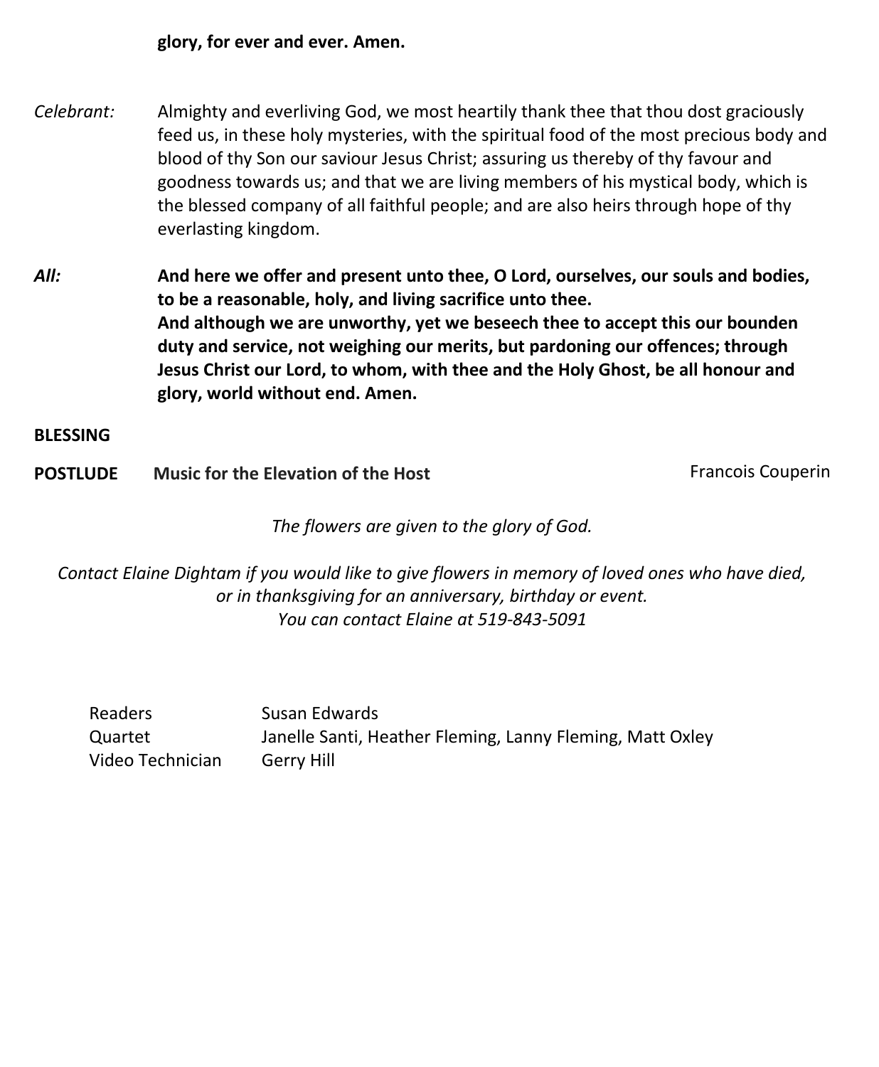**glory, for ever and ever. Amen.**

*Celebrant:* Almighty and everliving God, we most heartily thank thee that thou dost graciously feed us, in these holy mysteries, with the spiritual food of the most precious body and blood of thy Son our saviour Jesus Christ; assuring us thereby of thy favour and goodness towards us; and that we are living members of his mystical body, which is the blessed company of all faithful people; and are also heirs through hope of thy everlasting kingdom.

***All:*** **And here we offer and present unto thee, O Lord, ourselves, our souls and bodies, to be a reasonable, holy, and living sacrifice unto thee.**
**And although we are unworthy, yet we beseech thee to accept this our bounden duty and service, not weighing our merits, but pardoning our offences; through Jesus Christ our Lord, to whom, with thee and the Holy Ghost, be all honour and glory, world without end. Amen.**

**BLESSING**

**POSTLUDE** **Music for the Elevation of the Host** Francois Couperin

*The flowers are given to the glory of God.*

*Contact Elaine Dightam if you would like to give flowers in memory of loved ones who have died, or in thanksgiving for an anniversary, birthday or event.*
*You can contact Elaine at 519-843-5091*

| | |
|---|---|
| Readers | Susan Edwards |
| Quartet | Janelle Santi, Heather Fleming, Lanny Fleming, Matt Oxley |
| Video Technician | Gerry Hill |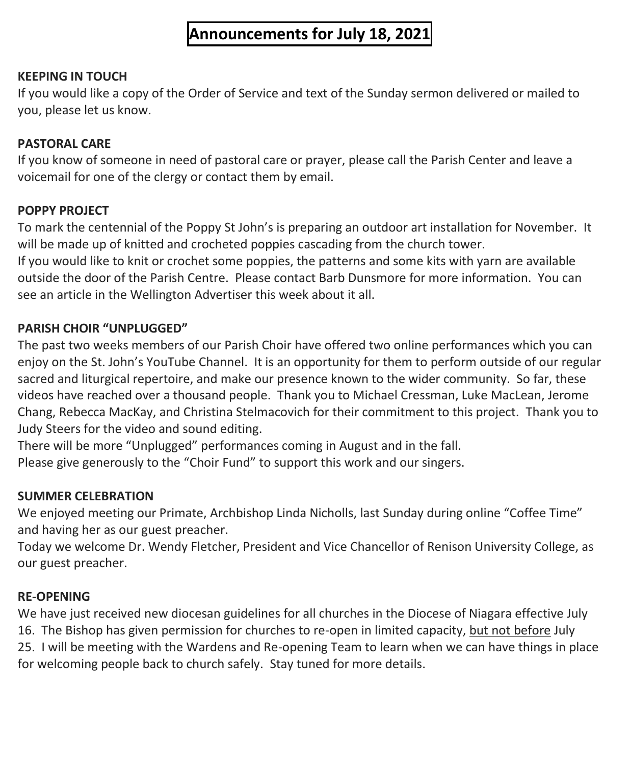# Announcements for July 18, 2021

**KEEPING IN TOUCH**

If you would like a copy of the Order of Service and text of the Sunday sermon delivered or mailed to you, please let us know.

**PASTORAL CARE**

If you know of someone in need of pastoral care or prayer, please call the Parish Center and leave a voicemail for one of the clergy or contact them by email.

**POPPY PROJECT**

To mark the centennial of the Poppy St John's is preparing an outdoor art installation for November. It will be made up of knitted and crocheted poppies cascading from the church tower.

If you would like to knit or crochet some poppies, the patterns and some kits with yarn are available outside the door of the Parish Centre. Please contact Barb Dunsmore for more information. You can see an article in the Wellington Advertiser this week about it all.

**PARISH CHOIR "UNPLUGGED"**

The past two weeks members of our Parish Choir have offered two online performances which you can enjoy on the St. John's YouTube Channel. It is an opportunity for them to perform outside of our regular sacred and liturgical repertoire, and make our presence known to the wider community. So far, these videos have reached over a thousand people. Thank you to Michael Cressman, Luke MacLean, Jerome Chang, Rebecca MacKay, and Christina Stelmacovich for their commitment to this project. Thank you to Judy Steers for the video and sound editing.

There will be more "Unplugged" performances coming in August and in the fall.

Please give generously to the "Choir Fund" to support this work and our singers.

**SUMMER CELEBRATION**

We enjoyed meeting our Primate, Archbishop Linda Nicholls, last Sunday during online "Coffee Time" and having her as our guest preacher.

Today we welcome Dr. Wendy Fletcher, President and Vice Chancellor of Renison University College, as our guest preacher.

**RE-OPENING**

We have just received new diocesan guidelines for all churches in the Diocese of Niagara effective July 16. The Bishop has given permission for churches to re-open in limited capacity, <u>but not before</u> July 25. I will be meeting with the Wardens and Re-opening Team to learn when we can have things in place for welcoming people back to church safely. Stay tuned for more details.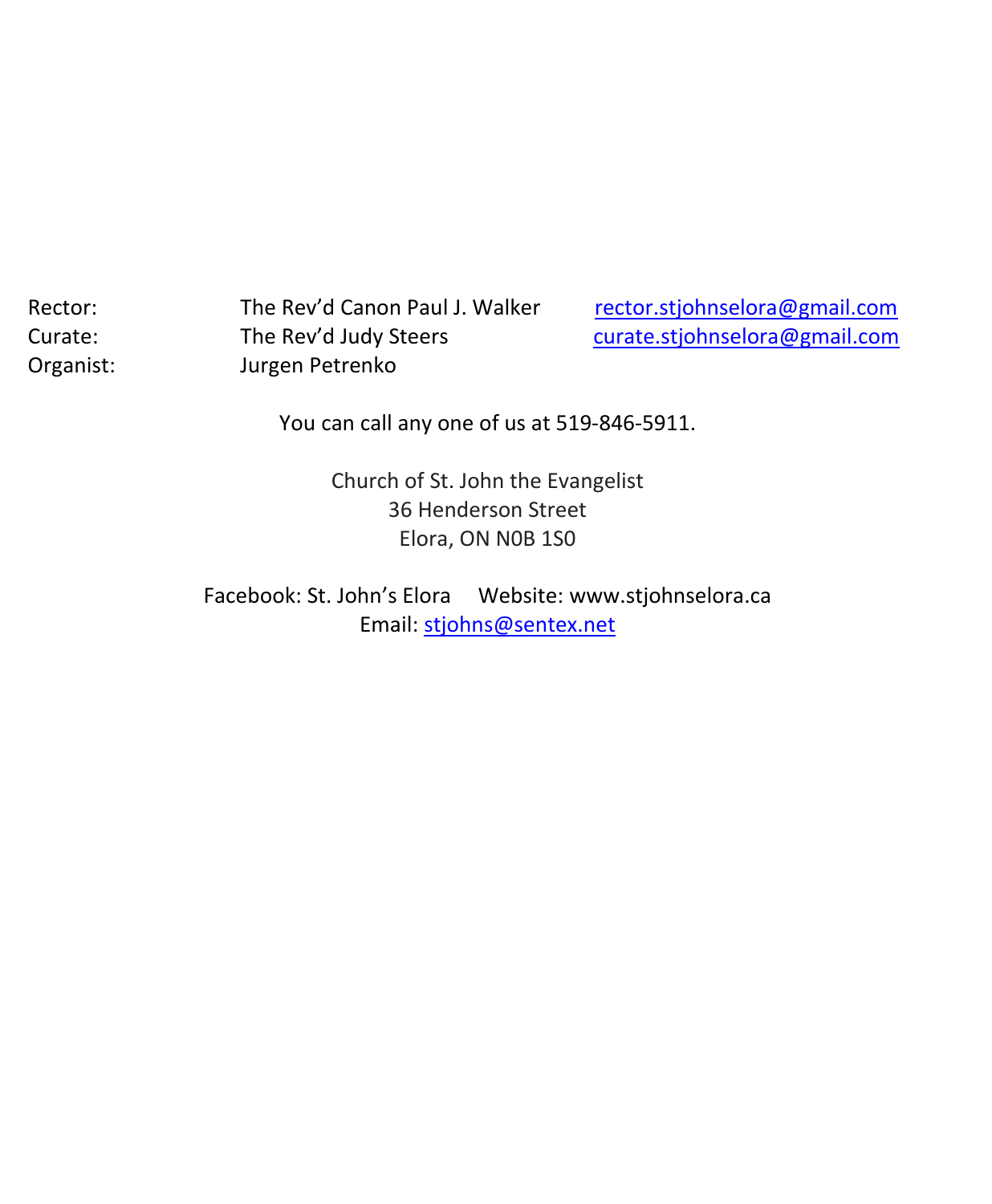| | | |
|---|---|---|
| Rector: | The Rev'd Canon Paul J. Walker | rector.stjohnselora@gmail.com |
| Curate: | The Rev'd Judy Steers | curate.stjohnselora@gmail.com |
| Organist: | Jurgen Petrenko | |

You can call any one of us at 519-846-5911.

Church of St. John the Evangelist
36 Henderson Street
Elora, ON N0B 1S0

Facebook: St. John's Elora   Website: www.stjohnselora.ca
Email: stjohns@sentex.net